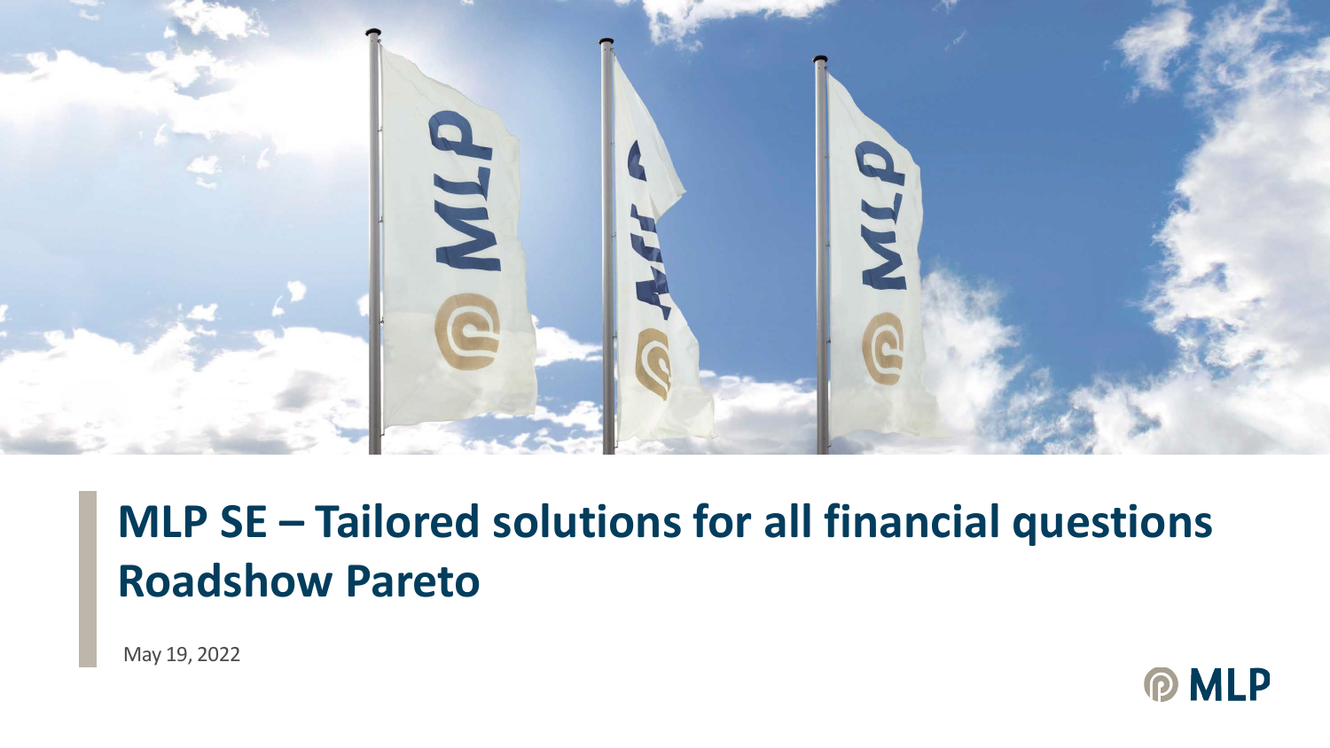# MLP SE – Tailored solutions for all financial questions
# Roadshow Pareto

May 19, 2022

MLP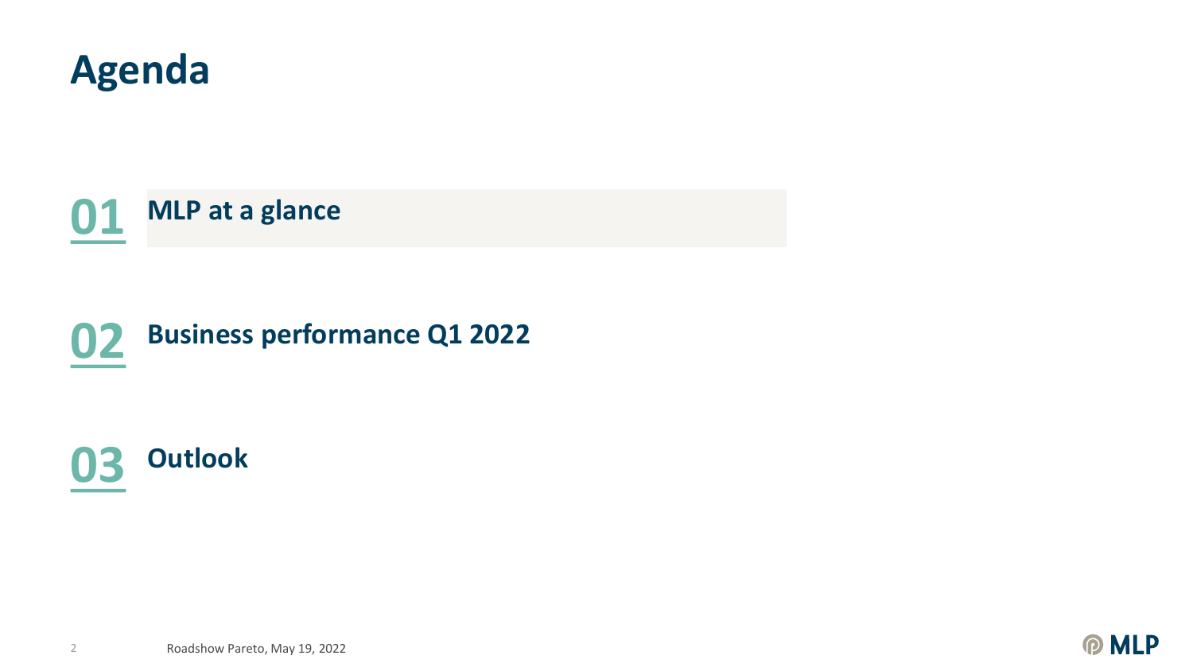# Agenda

**01** **MLP at a glance**

**02** **Business performance Q1 2022**

**03** **Outlook**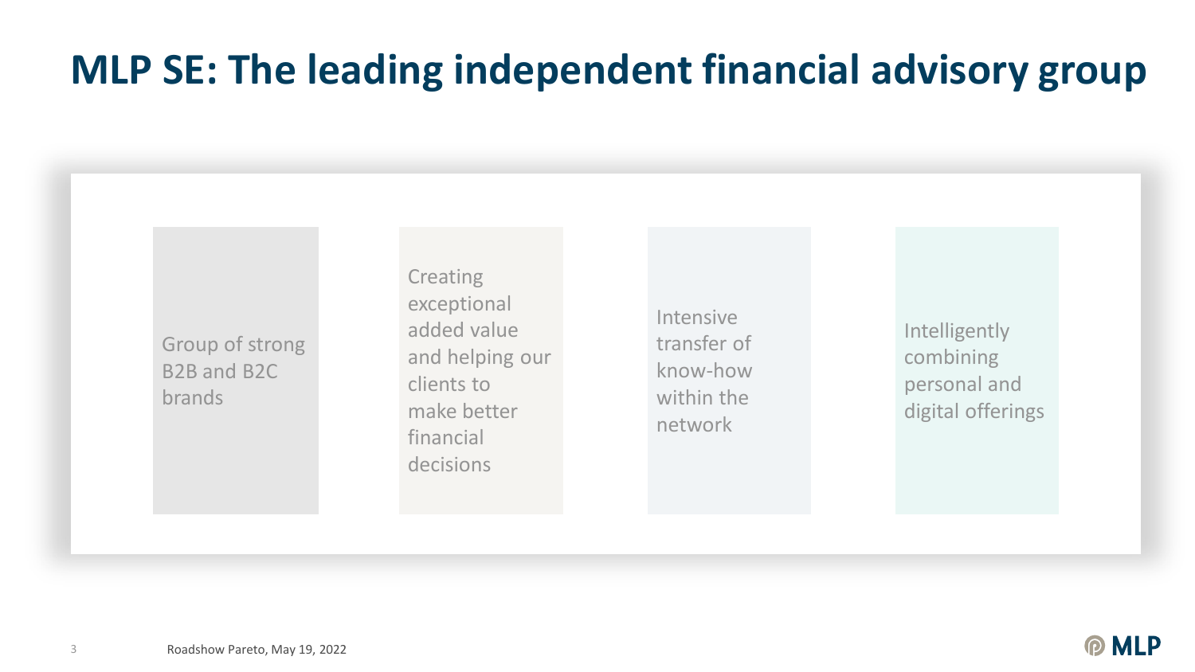# MLP SE: The leading independent financial advisory group

- Group of strong B2B and B2C brands
- Creating exceptional added value and helping our clients to make better financial decisions
- Intensive transfer of know-how within the network
- Intelligently combining personal and digital offerings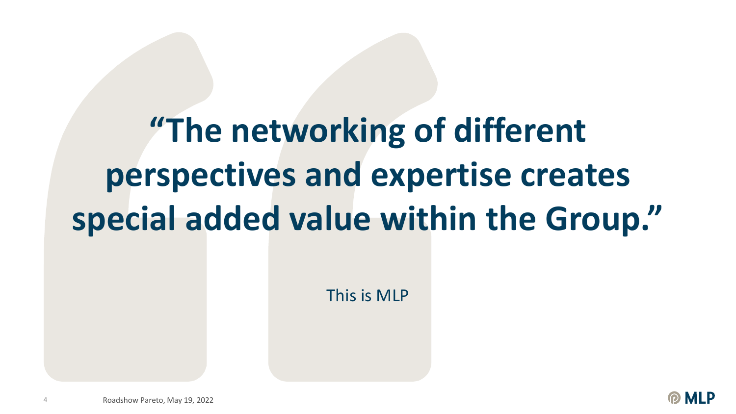# “The networking of different perspectives and expertise creates special added value within the Group.”

This is MLP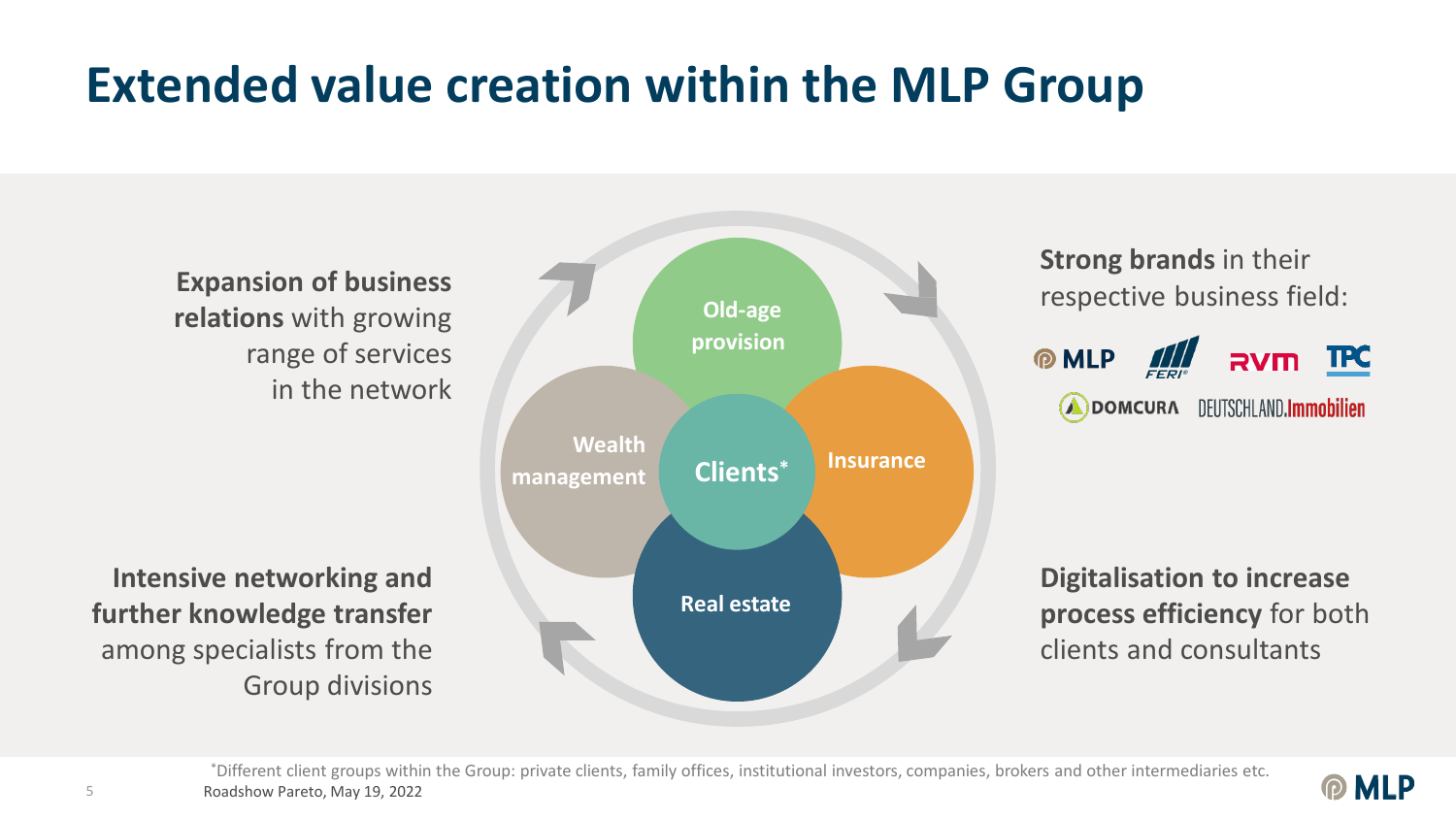# Extended value creation within the MLP Group

**Expansion of business relations** with growing range of services in the network

**Intensive networking and further knowledge transfer** among specialists from the Group divisions

Old-age provision

Wealth management

Clients*

Insurance

Real estate

**Strong brands** in their respective business field:

MLP, FERI, RVM, TPC, DOMCURA, DEUTSCHLAND.Immobilien

**Digitalisation to increase process efficiency** for both clients and consultants

*Different client groups within the Group: private clients, family offices, institutional investors, companies, brokers and other intermediaries etc.

Roadshow Pareto, May 19, 2022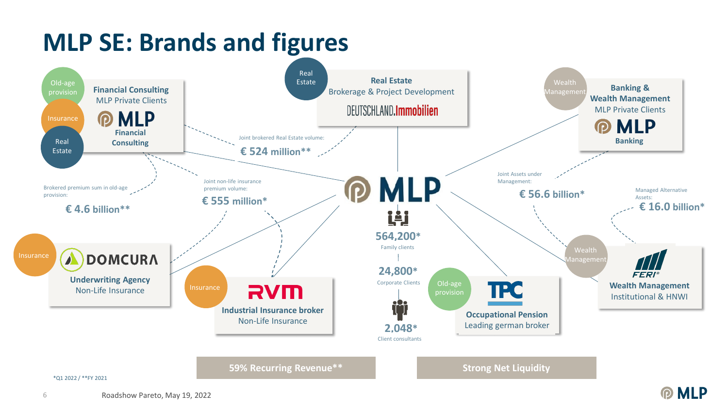# MLP SE: Brands and figures

**Financial Consulting**
MLP Private Clients
MLP Financial Consulting
(Old-age provision, Insurance, Real Estate)

**Real Estate**
Brokerage & Project Development
DEUTSCHLAND.Immobilien
(Real Estate)

**Banking & Wealth Management**
MLP Private Clients
MLP Banking
(Wealth Management)

**Underwriting Agency**
Non-Life Insurance
DOMCURA
(Insurance)

**Industrial Insurance broker**
Non-Life Insurance
RVM
(Insurance)

**Occupational Pension**
Leading german broker
TPC
(Old-age provision)

**Wealth Management**
Institutional & HNWI
FERI
(Wealth Management)

Joint brokered Real Estate volume: **€ 524 million****

Brokered premium sum in old-age provision: **€ 4.6 billion****

Joint non-life insurance premium volume: **€ 555 million***

Joint Assets under Management: **€ 56.6 billion***

Managed Alternative Assets: **€ 16.0 billion***

MLP

**564,200*** Family clients

**24,800*** Corporate Clients

**2,048*** Client consultants

**59% Recurring Revenue****

**Strong Net Liquidity**

*Q1 2022 / **FY 2021

Roadshow Pareto, May 19, 2022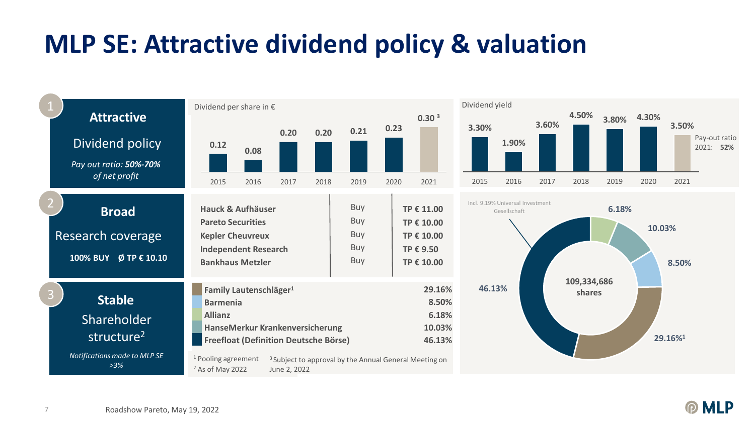# MLP SE: Attractive dividend policy & valuation

## 1 Attractive

Dividend policy

*Pay out ratio: **50%-70%** of net profit*

Dividend per share in €

| 2015 | 2016 | 2017 | 2018 | 2019 | 2020 | 2021 |
|---|---|---|---|---|---|---|
| 0.12 | 0.08 | 0.20 | 0.20 | 0.21 | 0.23 | 0.30 [3] |

Dividend yield

| 2015 | 2016 | 2017 | 2018 | 2019 | 2020 | 2021 |
|---|---|---|---|---|---|---|
| 3.30% | 1.90% | 3.60% | 4.50% | 3.80% | 4.30% | 3.50% |

Pay-out ratio 2021: **52%**

## 2 Broad

Research coverage

**100% BUY Ø TP € 10.10**

| Research | Rating | Target price |
|---|---|---|
| **Hauck & Aufhäuser** | Buy | **TP € 11.00** |
| **Pareto Securities** | Buy | **TP € 10.00** |
| **Kepler Cheuvreux** | Buy | **TP € 10.00** |
| **Independent Research** | Buy | **TP € 9.50** |
| **Bankhaus Metzler** | Buy | **TP € 10.00** |

## 3 Stable

Shareholder structure[2]

*Notifications made to MLP SE >3%*

| Shareholder | Share |
|---|---|
| **Family Lautenschläger[1]** | **29.16%** |
| **Barmenia** | **8.50%** |
| **Allianz** | **6.18%** |
| **HanseMerkur Krankenversicherung** | **10.03%** |
| **Freefloat (Definition Deutsche Börse)** | **46.13%** |

109,334,686 shares

Incl. 9.19% Universal Investment Gesellschaft (within 46.13% freefloat)

[1] Pooling agreement
[2] As of May 2022
[3] Subject to approval by the Annual General Meeting on June 2, 2022

Roadshow Pareto, May 19, 2022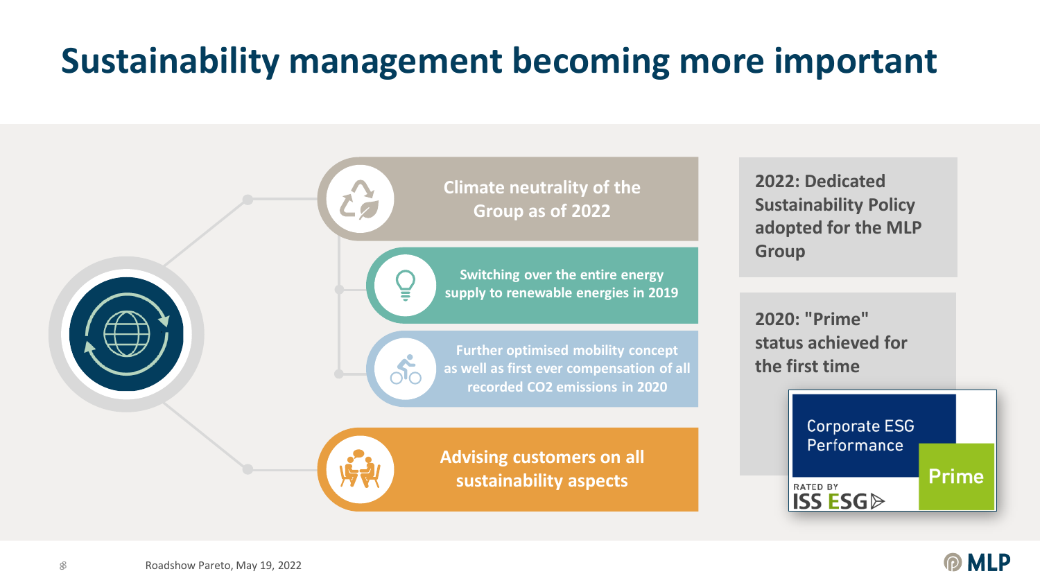# Sustainability management becoming more important

- **Climate neutrality of the Group as of 2022**
  - **Switching over the entire energy supply to renewable energies in 2019**
  - **Further optimised mobility concept as well as first ever compensation of all recorded CO2 emissions in 2020**
- **Advising customers on all sustainability aspects**

**2022: Dedicated Sustainability Policy adopted for the MLP Group**

**2020: "Prime" status achieved for the first time**

Corporate ESG Performance
RATED BY ISS ESG
Prime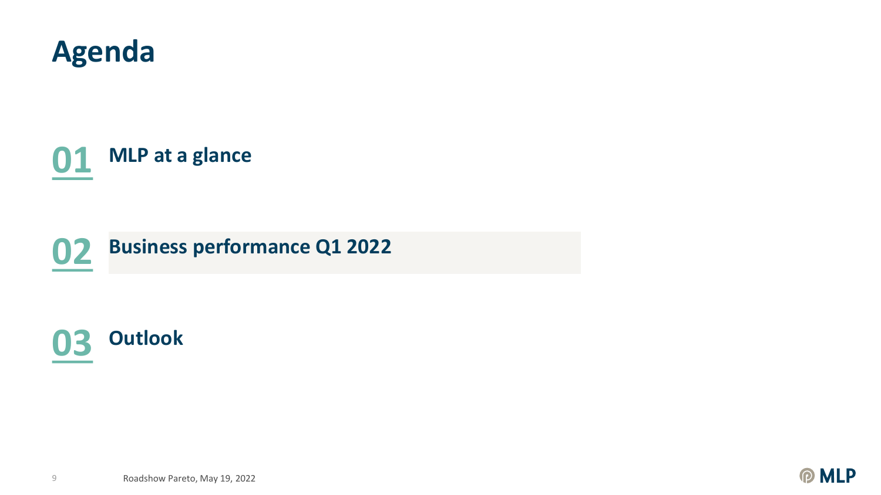# Agenda

**01** **MLP at a glance**

**02** **Business performance Q1 2022**

**03** **Outlook**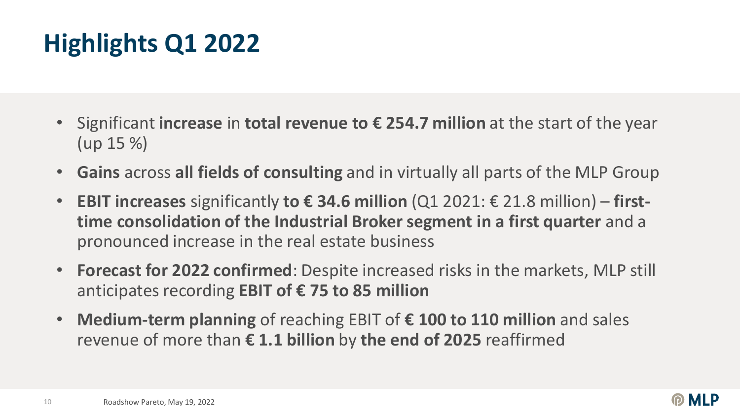# Highlights Q1 2022

- Significant **increase** in **total revenue to € 254.7 million** at the start of the year (up 15 %)
- **Gains** across **all fields of consulting** and in virtually all parts of the MLP Group
- **EBIT increases** significantly **to € 34.6 million** (Q1 2021: € 21.8 million) – **first-time consolidation of the Industrial Broker segment in a first quarter** and a pronounced increase in the real estate business
- **Forecast for 2022 confirmed**: Despite increased risks in the markets, MLP still anticipates recording **EBIT of € 75 to 85 million**
- **Medium-term planning** of reaching EBIT of **€ 100 to 110 million** and sales revenue of more than **€ 1.1 billion** by **the end of 2025** reaffirmed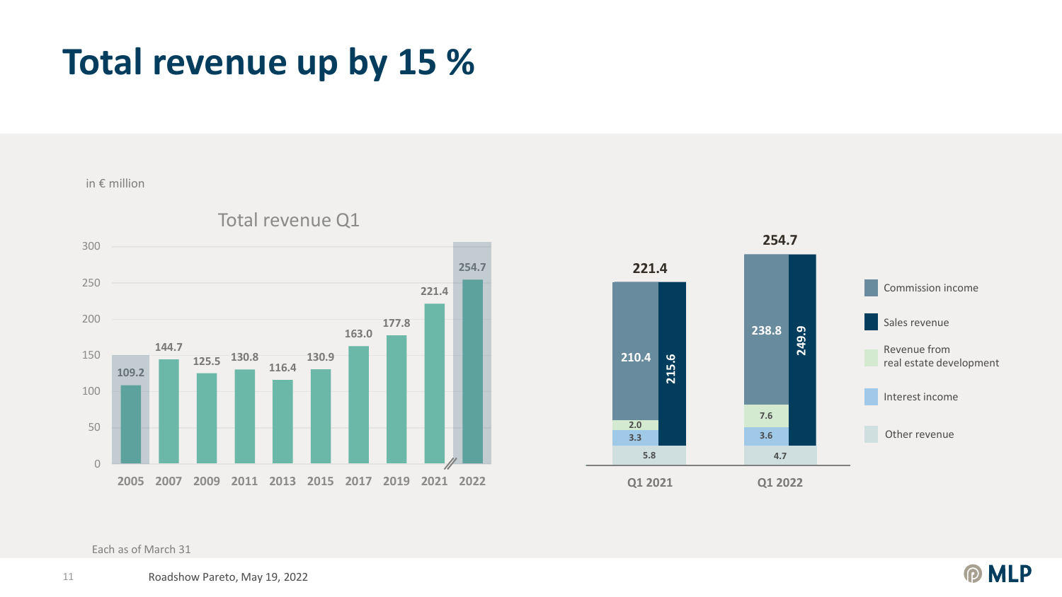# Total revenue up by 15 %

in € million

**Total revenue Q1**

| Year | Total revenue Q1 |
|---|---|
| 2005 | 109.2 |
| 2007 | 144.7 |
| 2009 | 125.5 |
| 2011 | 130.8 |
| 2013 | 116.4 |
| 2015 | 130.9 |
| 2017 | 163.0 |
| 2019 | 177.8 |
| 2021 | 221.4 |
| 2022 | 254.7 |

| | Q1 2021 | Q1 2022 |
|---|---|---|
| Total revenue | 221.4 | 254.7 |
| Commission income | 210.4 | 238.8 |
| Revenue from real estate development | 2.0 | 7.6 |
| Interest income | 3.3 | 3.6 |
| Other revenue | 5.8 | 4.7 |
| Sales revenue | 215.6 | 249.9 |

Each as of March 31

Roadshow Pareto, May 19, 2022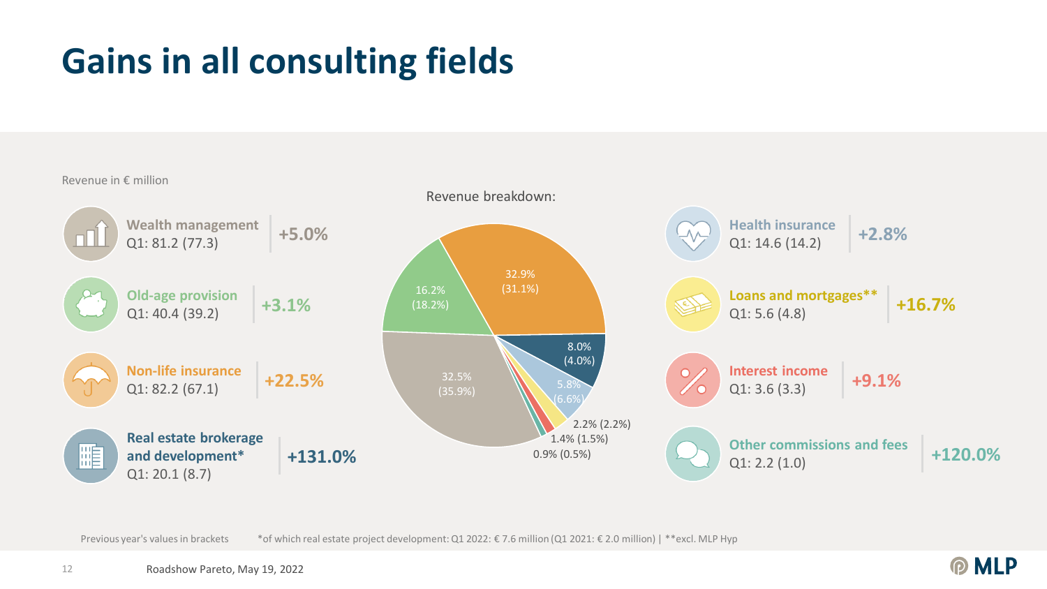# Gains in all consulting fields

Revenue in € million

**Wealth management**
Q1: 81.2 (77.3)
+5.0%

**Old-age provision**
Q1: 40.4 (39.2)
+3.1%

**Non-life insurance**
Q1: 82.2 (67.1)
+22.5%

**Real estate brokerage and development***
Q1: 20.1 (8.7)
+131.0%

Revenue breakdown:

| Segment | Share Q1 2022 | (Previous year) |
|---|---|---|
| Non-life insurance | 32.9% | (31.1%) |
| Old-age provision | 16.2% | (18.2%) |
| Wealth management | 32.5% | (35.9%) |
| Real estate brokerage and development | 8.0% | (4.0%) |
| Health insurance | 5.8% | (6.6%) |
| Loans and mortgages | 2.2% | (2.2%) |
| Interest income | 1.4% | (1.5%) |
| Other commissions and fees | 0.9% | (0.5%) |

**Health insurance**
Q1: 14.6 (14.2)
+2.8%

**Loans and mortgages****
Q1: 5.6 (4.8)
+16.7%

**Interest income**
Q1: 3.6 (3.3)
+9.1%

**Other commissions and fees**
Q1: 2.2 (1.0)
+120.0%

Previous year's values in brackets

*of which real estate project development: Q1 2022: € 7.6 million (Q1 2021: € 2.0 million) | **excl. MLP Hyp

Roadshow Pareto, May 19, 2022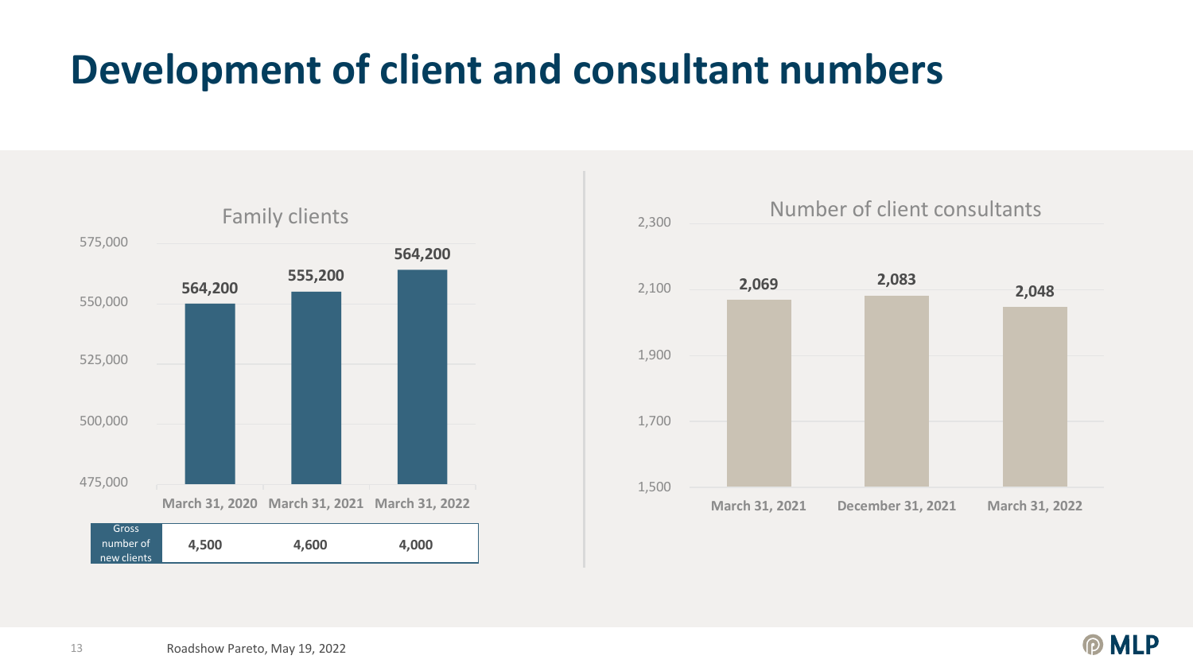# Development of client and consultant numbers

**Family clients**

| | March 31, 2020 | March 31, 2021 | March 31, 2022 |
|---|---|---|---|
| Family clients | 564,200 | 555,200 | 564,200 |
| Gross number of new clients | 4,500 | 4,600 | 4,000 |

**Number of client consultants**

| March 31, 2021 | December 31, 2021 | March 31, 2022 |
|---|---|---|
| 2,069 | 2,083 | 2,048 |

Roadshow Pareto, May 19, 2022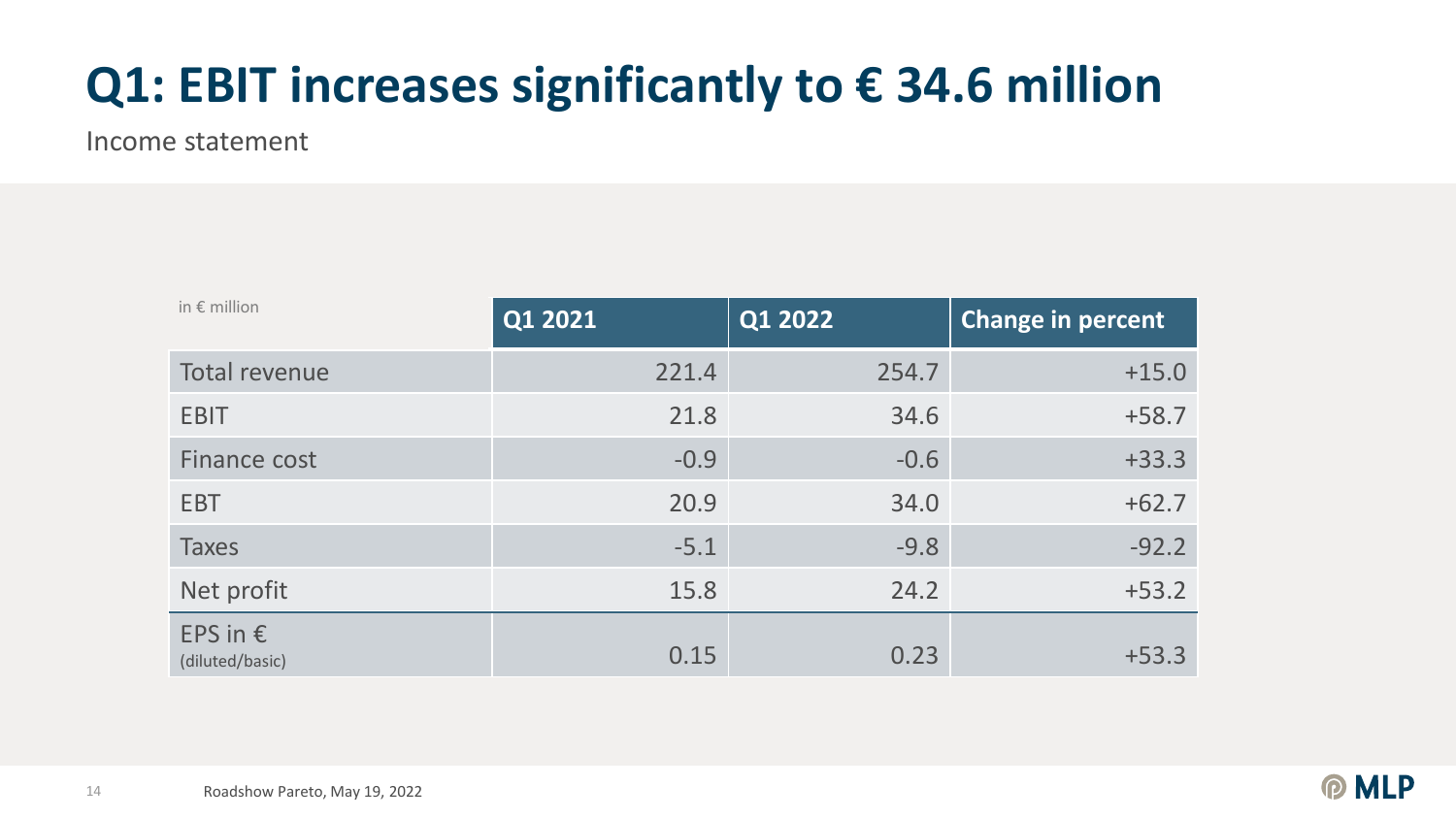# Q1: EBIT increases significantly to € 34.6 million

Income statement

| in € million | Q1 2021 | Q1 2022 | Change in percent |
|---|---|---|---|
| Total revenue | 221.4 | 254.7 | +15.0 |
| EBIT | 21.8 | 34.6 | +58.7 |
| Finance cost | -0.9 | -0.6 | +33.3 |
| EBT | 20.9 | 34.0 | +62.7 |
| Taxes | -5.1 | -9.8 | -92.2 |
| Net profit | 15.8 | 24.2 | +53.2 |
| EPS in € (diluted/basic) | 0.15 | 0.23 | +53.3 |

Roadshow Pareto, May 19, 2022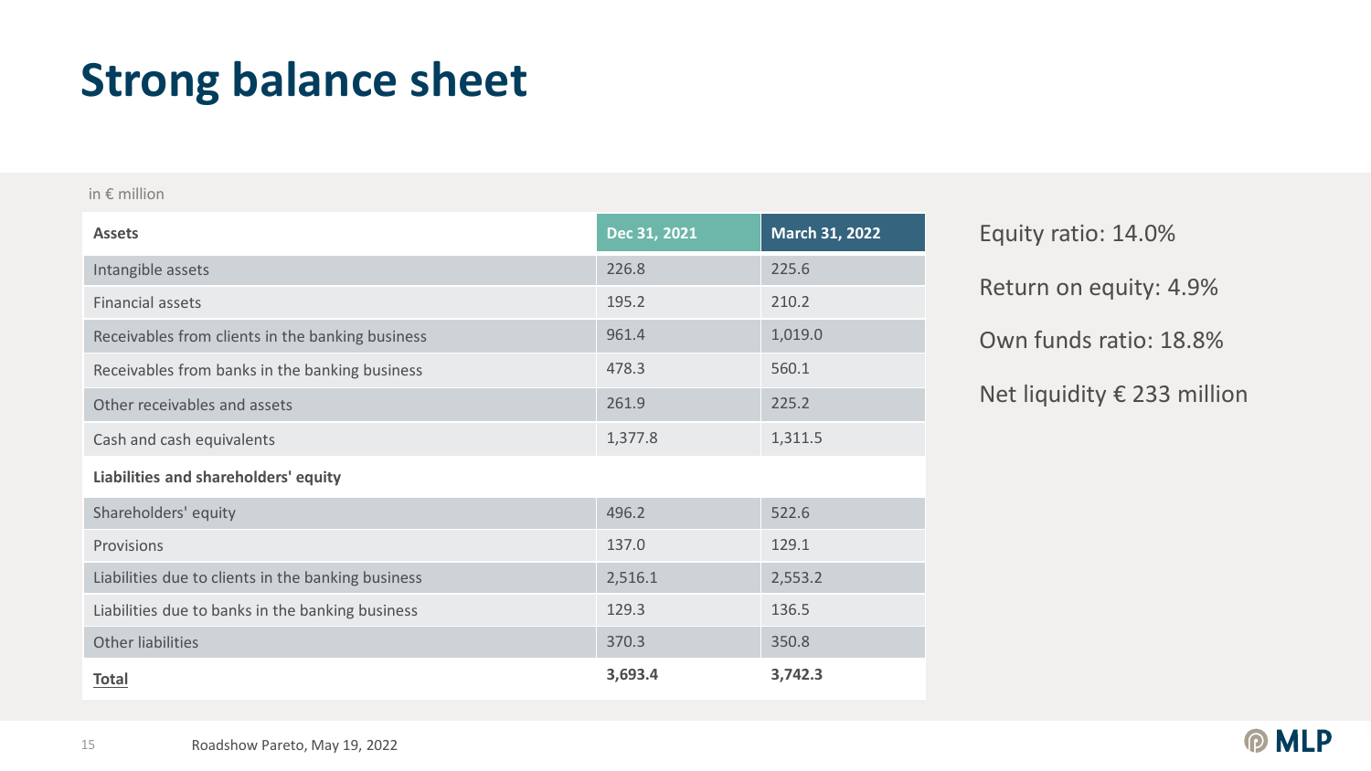# Strong balance sheet

in € million

| Assets | Dec 31, 2021 | March 31, 2022 |
|---|---|---|
| Intangible assets | 226.8 | 225.6 |
| Financial assets | 195.2 | 210.2 |
| Receivables from clients in the banking business | 961.4 | 1,019.0 |
| Receivables from banks in the banking business | 478.3 | 560.1 |
| Other receivables and assets | 261.9 | 225.2 |
| Cash and cash equivalents | 1,377.8 | 1,311.5 |
| **Liabilities and shareholders' equity** | | |
| Shareholders' equity | 496.2 | 522.6 |
| Provisions | 137.0 | 129.1 |
| Liabilities due to clients in the banking business | 2,516.1 | 2,553.2 |
| Liabilities due to banks in the banking business | 129.3 | 136.5 |
| Other liabilities | 370.3 | 350.8 |
| **Total** | **3,693.4** | **3,742.3** |

Equity ratio: 14.0%

Return on equity: 4.9%

Own funds ratio: 18.8%

Net liquidity € 233 million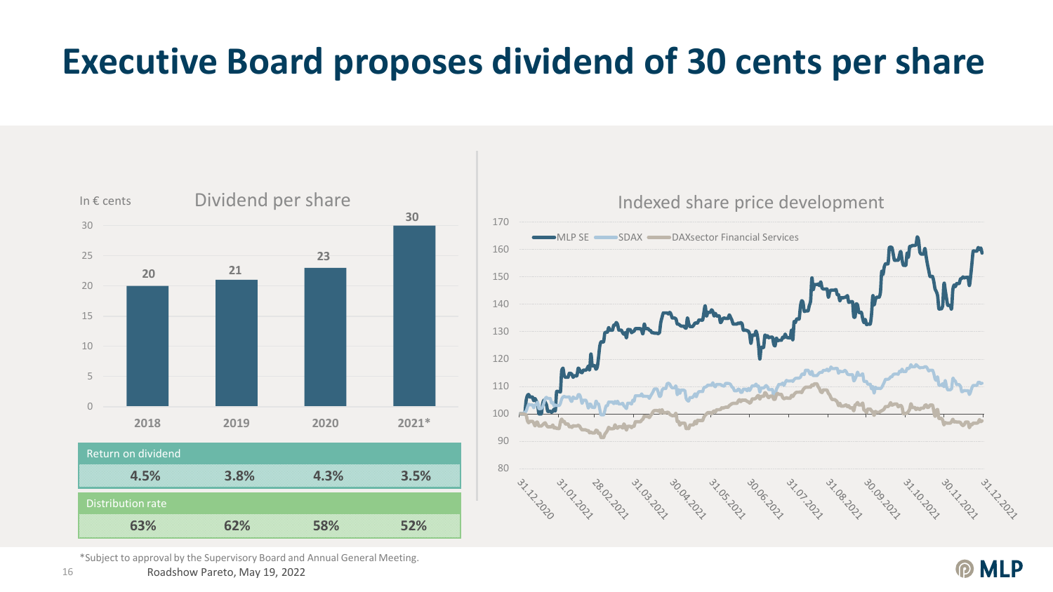# Executive Board proposes dividend of 30 cents per share

## Dividend per share

In € cents

| | 2018 | 2019 | 2020 | 2021* |
|---|---|---|---|---|
| Dividend per share | 20 | 21 | 23 | 30 |
| Return on dividend | 4.5% | 3.8% | 4.3% | 3.5% |
| Distribution rate | 63% | 62% | 58% | 52% |

## Indexed share price development

MLP SE, SDAX, DAXsector Financial Services (31.12.2020 – 31.12.2021)

*Subject to approval by the Supervisory Board and Annual General Meeting.

Roadshow Pareto, May 19, 2022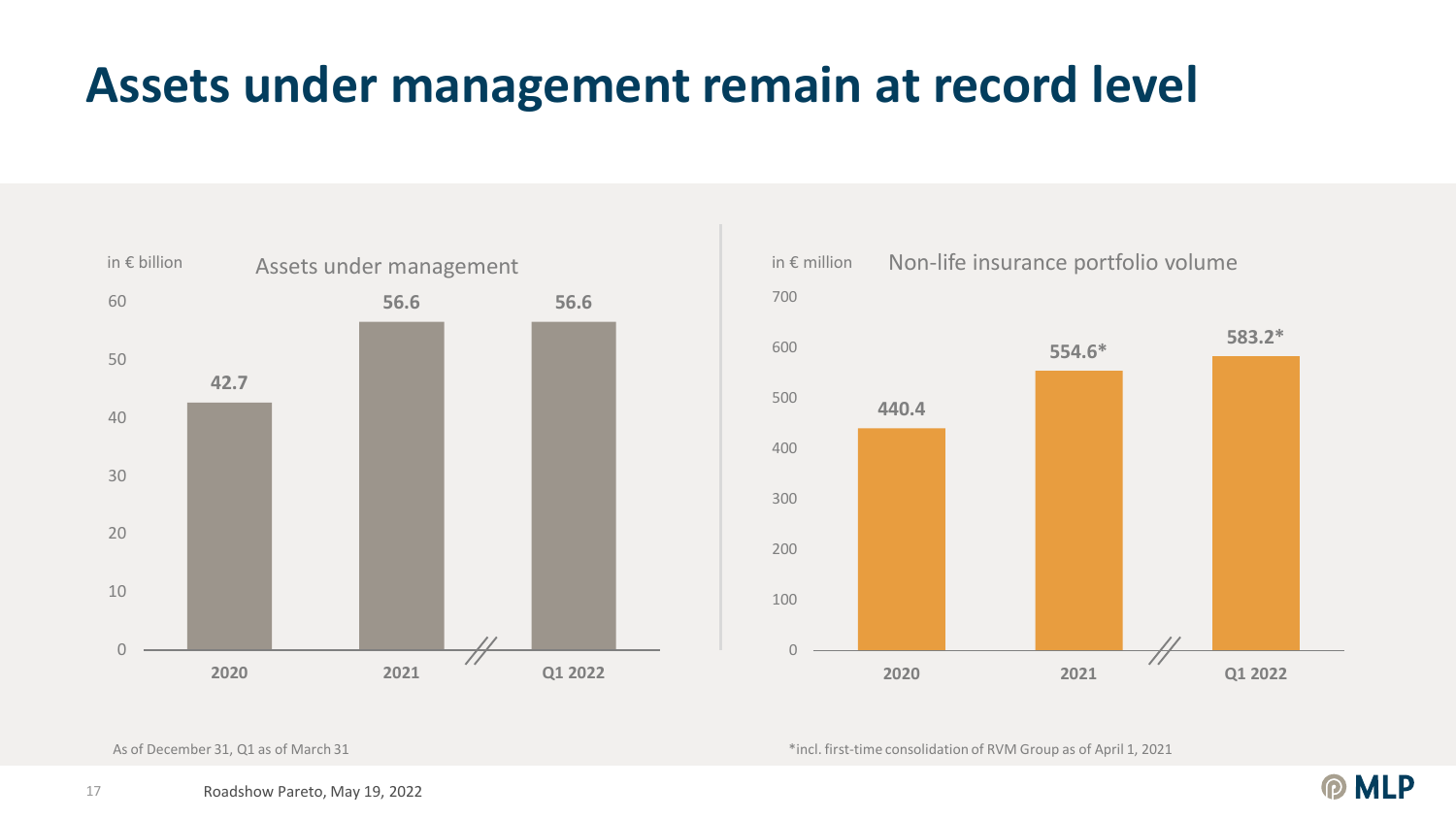# Assets under management remain at record level

**Assets under management** (in € billion)

| | 2020 | 2021 | Q1 2022 |
|---|---|---|---|
| Assets under management | 42.7 | 56.6 | 56.6 |

**Non-life insurance portfolio volume** (in € million)

| | 2020 | 2021 | Q1 2022 |
|---|---|---|---|
| Non-life insurance portfolio volume | 440.4 | 554.6* | 583.2* |

As of December 31, Q1 as of March 31

*incl. first-time consolidation of RVM Group as of April 1, 2021

Roadshow Pareto, May 19, 2022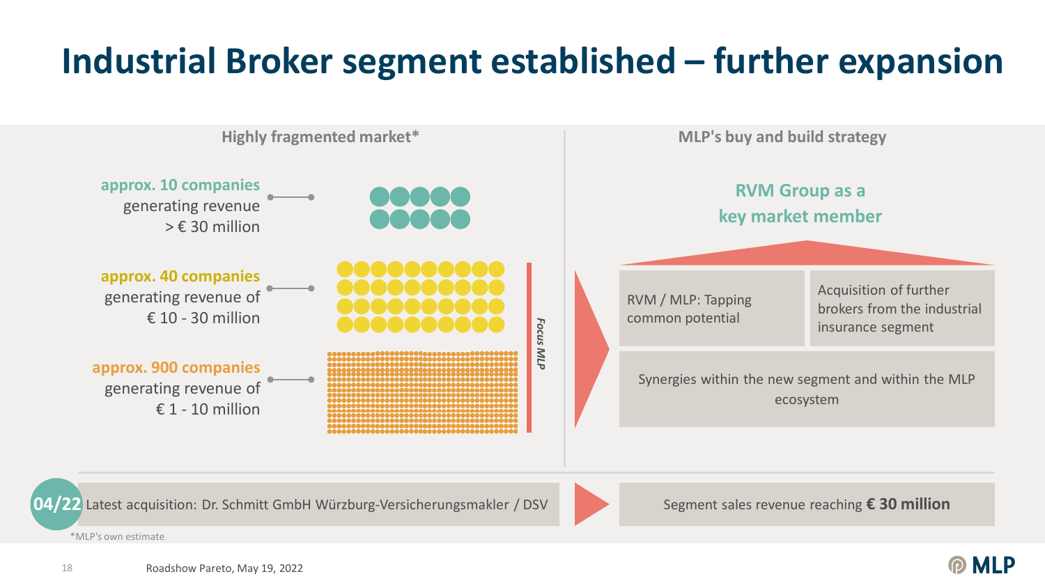# Industrial Broker segment established – further expansion

## Highly fragmented market*

**approx. 10 companies** generating revenue > € 30 million

**approx. 40 companies** generating revenue of € 10 - 30 million

**approx. 900 companies** generating revenue of € 1 - 10 million

*Focus MLP*

## MLP's buy and build strategy

**RVM Group as a key market member**

- RVM / MLP: Tapping common potential
- Acquisition of further brokers from the industrial insurance segment
- Synergies within the new segment and within the MLP ecosystem

**04/22** Latest acquisition: Dr. Schmitt GmbH Würzburg-Versicherungsmakler / DSV

Segment sales revenue reaching **€ 30 million**

*MLP's own estimate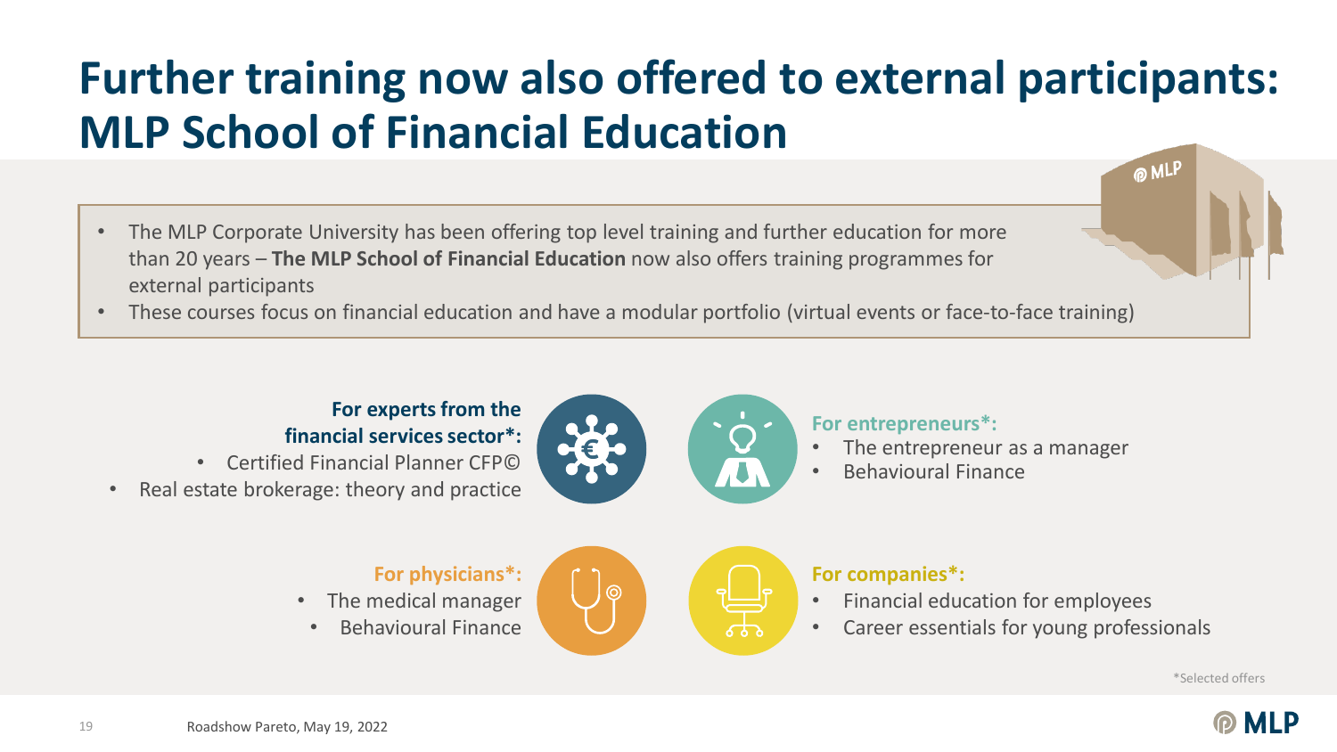# Further training now also offered to external participants: MLP School of Financial Education

- The MLP Corporate University has been offering top level training and further education for more than 20 years – **The MLP School of Financial Education** now also offers training programmes for external participants
- These courses focus on financial education and have a modular portfolio (virtual events or face-to-face training)

**For experts from the financial services sector*:**

- Certified Financial Planner CFP©
- Real estate brokerage: theory and practice

**For entrepreneurs*:**

- The entrepreneur as a manager
- Behavioural Finance

**For physicians*:**

- The medical manager
- Behavioural Finance

**For companies*:**

- Financial education for employees
- Career essentials for young professionals

*Selected offers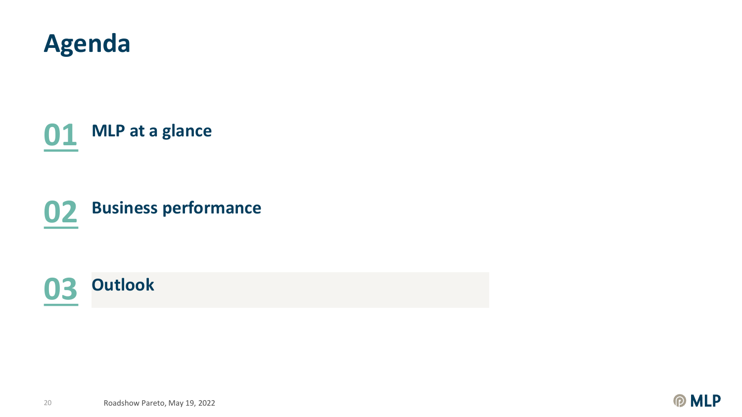# Agenda

**01** **MLP at a glance**

**02** **Business performance**

**03** **Outlook**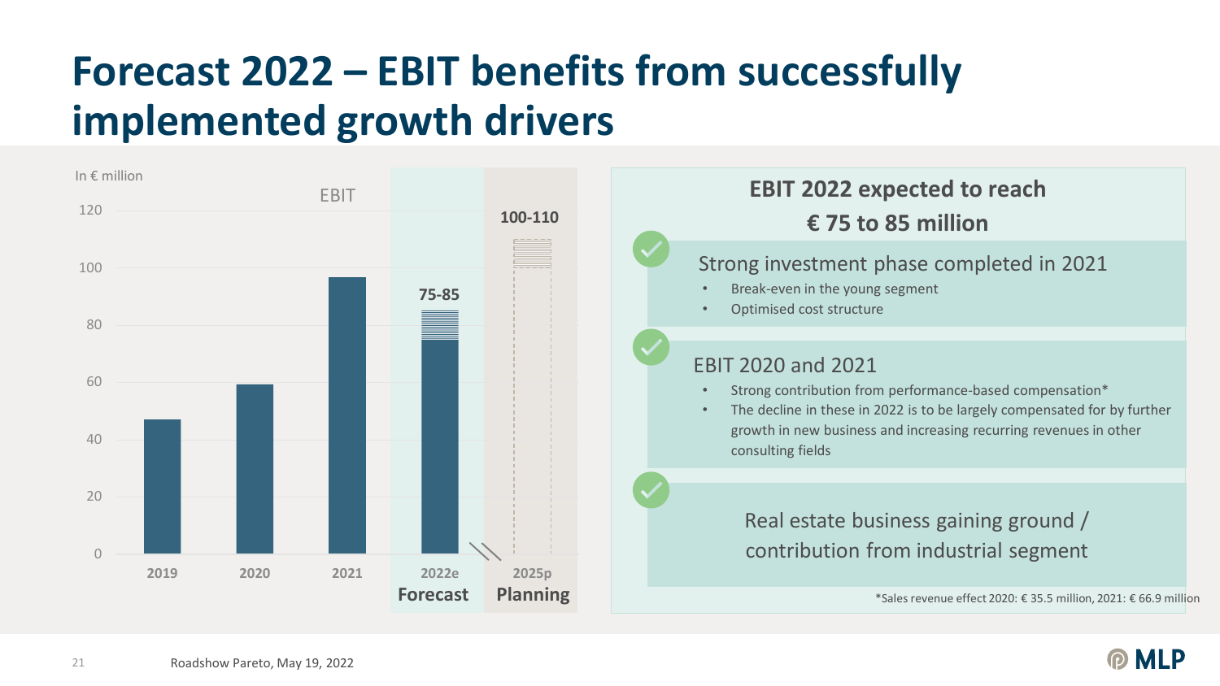# Forecast 2022 – EBIT benefits from successfully implemented growth drivers

In € million

EBIT

| Year | EBIT |
| --- | --- |
| 2019 | ~47 |
| 2020 | ~59 |
| 2021 | ~97 |
| 2022e (Forecast) | 75-85 |
| 2025p (Planning) | 100-110 |

## EBIT 2022 expected to reach € 75 to 85 million

### Strong investment phase completed in 2021

- Break-even in the young segment
- Optimised cost structure

### EBIT 2020 and 2021

- Strong contribution from performance-based compensation*
- The decline in these in 2022 is to be largely compensated for by further growth in new business and increasing recurring revenues in other consulting fields

### Real estate business gaining ground / contribution from industrial segment

*Sales revenue effect 2020: € 35.5 million, 2021: € 66.9 million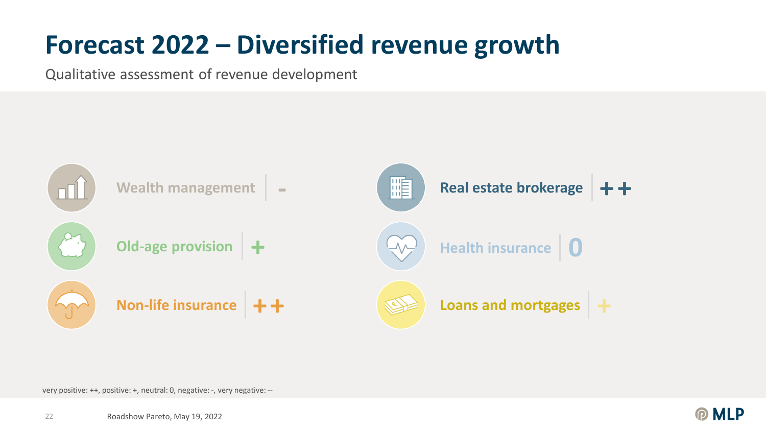# Forecast 2022 – Diversified revenue growth

Qualitative assessment of revenue development

| Segment | Assessment |
| --- | --- |
| Wealth management | - |
| Old-age provision | + |
| Non-life insurance | ++ |
| Real estate brokerage | ++ |
| Health insurance | 0 |
| Loans and mortgages | + |

very positive: ++, positive: +, neutral: 0, negative: -, very negative: --

Roadshow Pareto, May 19, 2022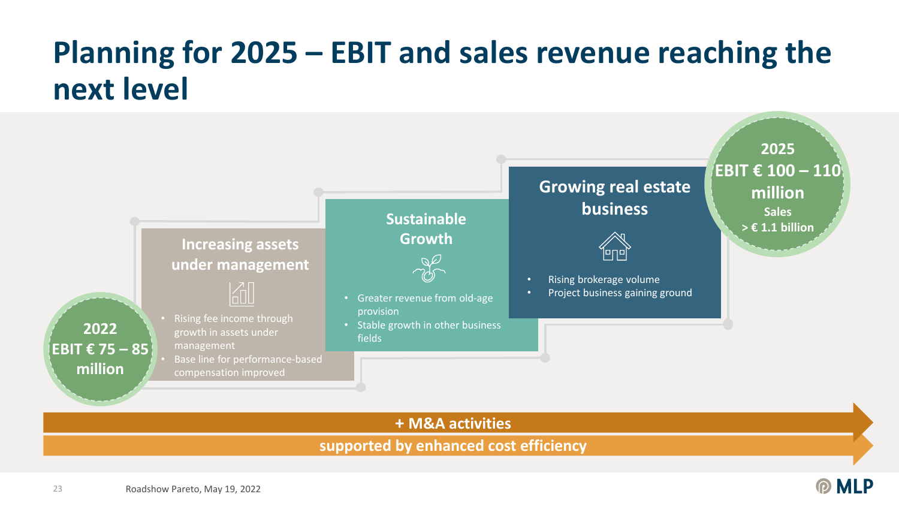# Planning for 2025 – EBIT and sales revenue reaching the next level

**2022**
**EBIT € 75 – 85 million**

### Increasing assets under management

- Rising fee income through growth in assets under management
- Base line for performance-based compensation improved

### Sustainable Growth

- Greater revenue from old-age provision
- Stable growth in other business fields

### Growing real estate business

- Rising brokerage volume
- Project business gaining ground

**2025**
**EBIT € 100 – 110 million**
**Sales > € 1.1 billion**

**+ M&A activities**

**supported by enhanced cost efficiency**

Roadshow Pareto, May 19, 2022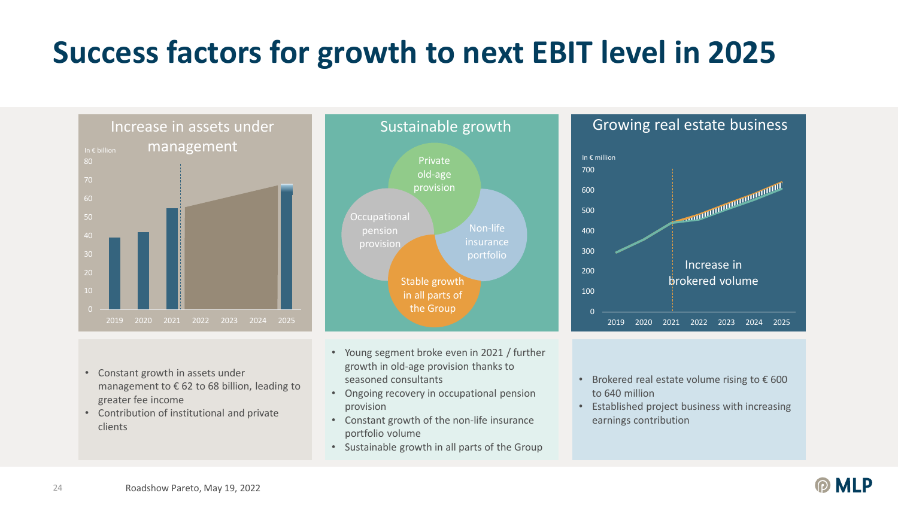# Success factors for growth to next EBIT level in 2025

## Increase in assets under management

In € billion

- Constant growth in assets under management to € 62 to 68 billion, leading to greater fee income
- Contribution of institutional and private clients

## Sustainable growth

Private old-age provision

Occupational pension provision

Non-life insurance portfolio

Stable growth in all parts of the Group

- Young segment broke even in 2021 / further growth in old-age provision thanks to seasoned consultants
- Ongoing recovery in occupational pension provision
- Constant growth of the non-life insurance portfolio volume
- Sustainable growth in all parts of the Group

## Growing real estate business

In € million

Increase in brokered volume

- Brokered real estate volume rising to € 600 to 640 million
- Established project business with increasing earnings contribution

Roadshow Pareto, May 19, 2022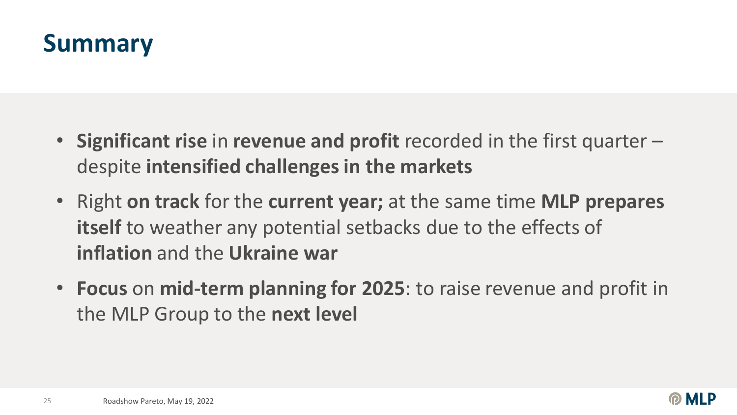# Summary

- **Significant rise** in **revenue and profit** recorded in the first quarter – despite **intensified challenges in the markets**
- Right **on track** for the **current year;** at the same time **MLP prepares itself** to weather any potential setbacks due to the effects of **inflation** and the **Ukraine war**
- **Focus** on **mid-term planning for 2025**: to raise revenue and profit in the MLP Group to the **next level**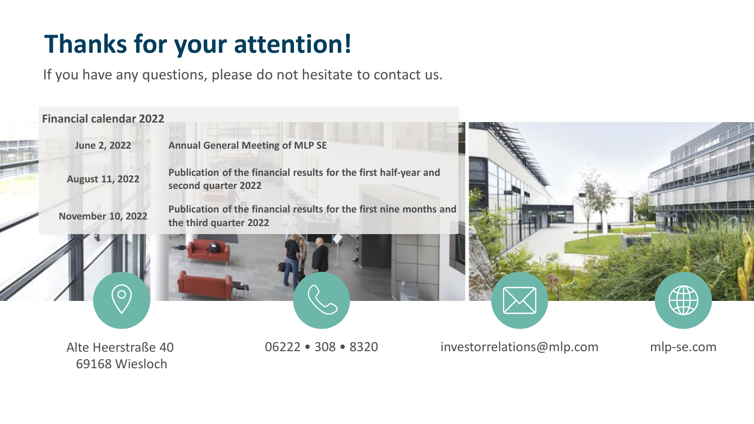# Thanks for your attention!

If you have any questions, please do not hesitate to contact us.

**Financial calendar 2022**

| | |
|---|---|
| **June 2, 2022** | **Annual General Meeting of MLP SE** |
| **August 11, 2022** | **Publication of the financial results for the first half-year and second quarter 2022** |
| **November 10, 2022** | **Publication of the financial results for the first nine months and the third quarter 2022** |

Alte Heerstraße 40
69168 Wiesloch

06222 • 308 • 8320

investorrelations@mlp.com

mlp-se.com